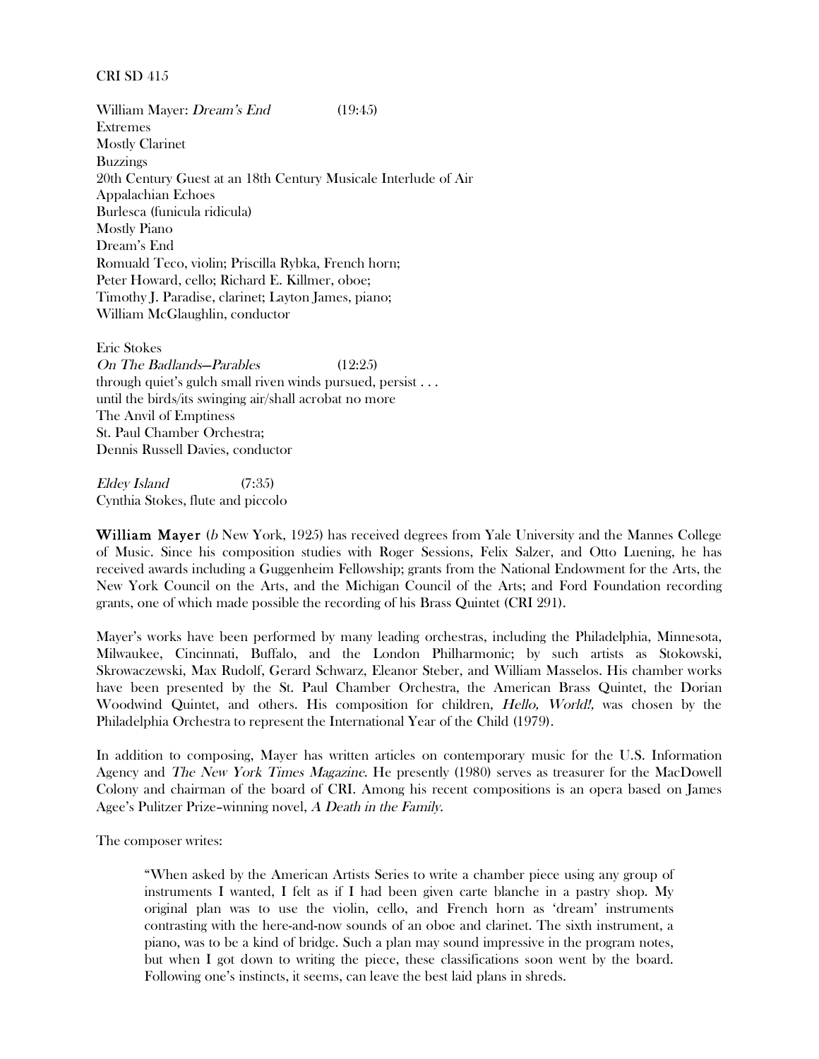CRI SD 415

William Mayer: *Dream's End* (19:45)
Extremes
Mostly Clarinet
Buzzings
20th Century Guest at an 18th Century Musicale Interlude of Air
Appalachian Echoes
Burlesca (funicula ridicula)
Mostly Piano
Dream's End
Romuald Teco, violin; Priscilla Rybka, French horn;
Peter Howard, cello; Richard E. Killmer, oboe;
Timothy J. Paradise, clarinet; Layton James, piano;
William McGlaughlin, conductor

Eric Stokes
*On The Badlands—Parables* (12:25)
through quiet's gulch small riven winds pursued, persist . . .
until the birds/its swinging air/shall acrobat no more
The Anvil of Emptiness
St. Paul Chamber Orchestra;
Dennis Russell Davies, conductor

*Eldey Island* (7:35)
Cynthia Stokes, flute and piccolo

**William Mayer** (*b* New York, 1925) has received degrees from Yale University and the Mannes College of Music. Since his composition studies with Roger Sessions, Felix Salzer, and Otto Luening, he has received awards including a Guggenheim Fellowship; grants from the National Endowment for the Arts, the New York Council on the Arts, and the Michigan Council of the Arts; and Ford Foundation recording grants, one of which made possible the recording of his Brass Quintet (CRI 291).

Mayer's works have been performed by many leading orchestras, including the Philadelphia, Minnesota, Milwaukee, Cincinnati, Buffalo, and the London Philharmonic; by such artists as Stokowski, Skrowaczewski, Max Rudolf, Gerard Schwarz, Eleanor Steber, and William Masselos. His chamber works have been presented by the St. Paul Chamber Orchestra, the American Brass Quintet, the Dorian Woodwind Quintet, and others. His composition for children, *Hello, World!,* was chosen by the Philadelphia Orchestra to represent the International Year of the Child (1979).

In addition to composing, Mayer has written articles on contemporary music for the U.S. Information Agency and *The New York Times Magazine*. He presently (1980) serves as treasurer for the MacDowell Colony and chairman of the board of CRI. Among his recent compositions is an opera based on James Agee's Pulitzer Prize–winning novel, *A Death in the Family*.

The composer writes:

> "When asked by the American Artists Series to write a chamber piece using any group of instruments I wanted, I felt as if I had been given carte blanche in a pastry shop. My original plan was to use the violin, cello, and French horn as 'dream' instruments contrasting with the here-and-now sounds of an oboe and clarinet. The sixth instrument, a piano, was to be a kind of bridge. Such a plan may sound impressive in the program notes, but when I got down to writing the piece, these classifications soon went by the board. Following one's instincts, it seems, can leave the best laid plans in shreds.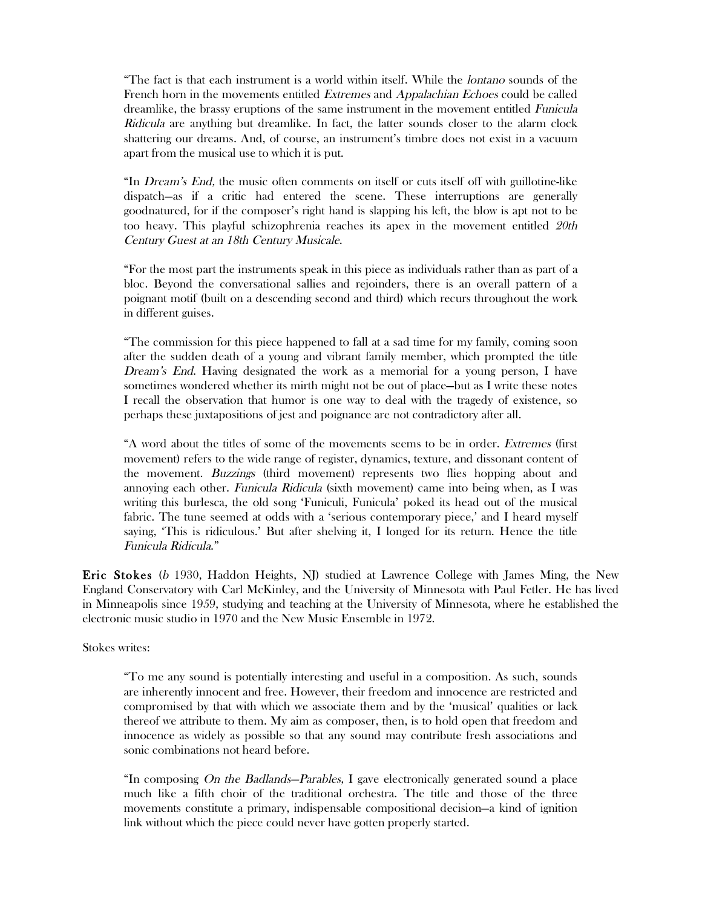"The fact is that each instrument is a world within itself. While the *lontano* sounds of the French horn in the movements entitled *Extremes* and *Appalachian Echoes* could be called dreamlike, the brassy eruptions of the same instrument in the movement entitled *Funicula Ridicula* are anything but dreamlike. In fact, the latter sounds closer to the alarm clock shattering our dreams. And, of course, an instrument's timbre does not exist in a vacuum apart from the musical use to which it is put.

"In *Dream's End,* the music often comments on itself or cuts itself off with guillotine-like dispatch—as if a critic had entered the scene. These interruptions are generally goodnatured, for if the composer's right hand is slapping his left, the blow is apt not to be too heavy. This playful schizophrenia reaches its apex in the movement entitled *20th Century Guest at an 18th Century Musicale*.

"For the most part the instruments speak in this piece as individuals rather than as part of a bloc. Beyond the conversational sallies and rejoinders, there is an overall pattern of a poignant motif (built on a descending second and third) which recurs throughout the work in different guises.

"The commission for this piece happened to fall at a sad time for my family, coming soon after the sudden death of a young and vibrant family member, which prompted the title *Dream's End.* Having designated the work as a memorial for a young person, I have sometimes wondered whether its mirth might not be out of place—but as I write these notes I recall the observation that humor is one way to deal with the tragedy of existence, so perhaps these juxtapositions of jest and poignance are not contradictory after all.

"A word about the titles of some of the movements seems to be in order. *Extremes* (first movement) refers to the wide range of register, dynamics, texture, and dissonant content of the movement. *Buzzings* (third movement) represents two flies hopping about and annoying each other. *Funicula Ridicula* (sixth movement) came into being when, as I was writing this burlesca, the old song 'Funiculi, Funicula' poked its head out of the musical fabric. The tune seemed at odds with a 'serious contemporary piece,' and I heard myself saying, 'This is ridiculous.' But after shelving it, I longed for its return. Hence the title *Funicula Ridicula*."

**Eric Stokes** (*b* 1930, Haddon Heights, NJ) studied at Lawrence College with James Ming, the New England Conservatory with Carl McKinley, and the University of Minnesota with Paul Fetler. He has lived in Minneapolis since 1959, studying and teaching at the University of Minnesota, where he established the electronic music studio in 1970 and the New Music Ensemble in 1972.

Stokes writes:

"To me any sound is potentially interesting and useful in a composition. As such, sounds are inherently innocent and free. However, their freedom and innocence are restricted and compromised by that with which we associate them and by the 'musical' qualities or lack thereof we attribute to them. My aim as composer, then, is to hold open that freedom and innocence as widely as possible so that any sound may contribute fresh associations and sonic combinations not heard before.

"In composing *On the Badlands—Parables,* I gave electronically generated sound a place much like a fifth choir of the traditional orchestra. The title and those of the three movements constitute a primary, indispensable compositional decision—a kind of ignition link without which the piece could never have gotten properly started.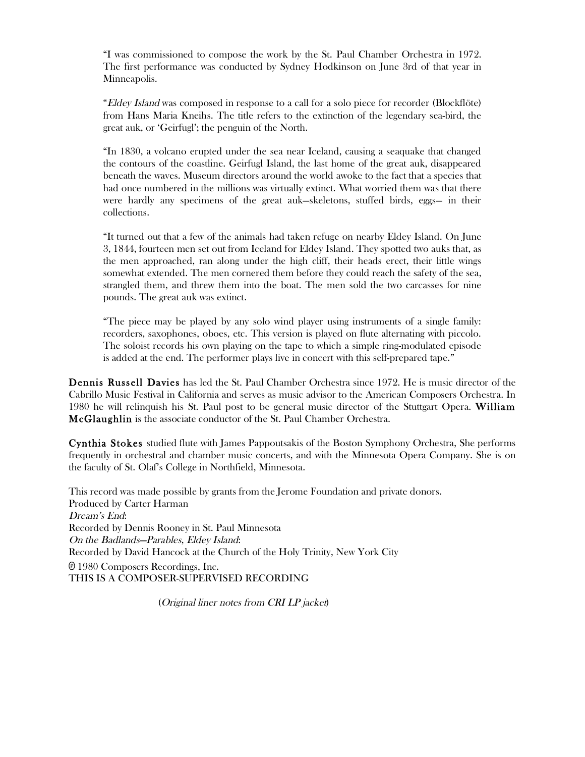"I was commissioned to compose the work by the St. Paul Chamber Orchestra in 1972. The first performance was conducted by Sydney Hodkinson on June 3rd of that year in Minneapolis.

"*Eldey Island* was composed in response to a call for a solo piece for recorder (Blockflöte) from Hans Maria Kneihs. The title refers to the extinction of the legendary sea-bird, the great auk, or 'Geirfugl'; the penguin of the North.

"In 1830, a volcano erupted under the sea near Iceland, causing a seaquake that changed the contours of the coastline. Geirfugl Island, the last home of the great auk, disappeared beneath the waves. Museum directors around the world awoke to the fact that a species that had once numbered in the millions was virtually extinct. What worried them was that there were hardly any specimens of the great auk—skeletons, stuffed birds, eggs— in their collections.

"It turned out that a few of the animals had taken refuge on nearby Eldey Island. On June 3, 1844, fourteen men set out from Iceland for Eldey Island. They spotted two auks that, as the men approached, ran along under the high cliff, their heads erect, their little wings somewhat extended. The men cornered them before they could reach the safety of the sea, strangled them, and threw them into the boat. The men sold the two carcasses for nine pounds. The great auk was extinct.

"The piece may be played by any solo wind player using instruments of a single family: recorders, saxophones, oboes, etc. This version is played on flute alternating with piccolo. The soloist records his own playing on the tape to which a simple ring-modulated episode is added at the end. The performer plays live in concert with this self-prepared tape."

**Dennis Russell Davies** has led the St. Paul Chamber Orchestra since 1972. He is music director of the Cabrillo Music Festival in California and serves as music advisor to the American Composers Orchestra. In 1980 he will relinquish his St. Paul post to be general music director of the Stuttgart Opera. **William McGlaughlin** is the associate conductor of the St. Paul Chamber Orchestra.

**Cynthia Stokes** studied flute with James Pappoutsakis of the Boston Symphony Orchestra, She performs frequently in orchestral and chamber music concerts, and with the Minnesota Opera Company. She is on the faculty of St. Olaf's College in Northfield, Minnesota.

This record was made possible by grants from the Jerome Foundation and private donors.
Produced by Carter Harman
*Dream's End*:
Recorded by Dennis Rooney in St. Paul Minnesota
*On the Badlands—Parables*, *Eldey Island*:
Recorded by David Hancock at the Church of the Holy Trinity, New York City
℗ 1980 Composers Recordings, Inc.
THIS IS A COMPOSER-SUPERVISED RECORDING

(*Original liner notes from CRI LP jacket*)